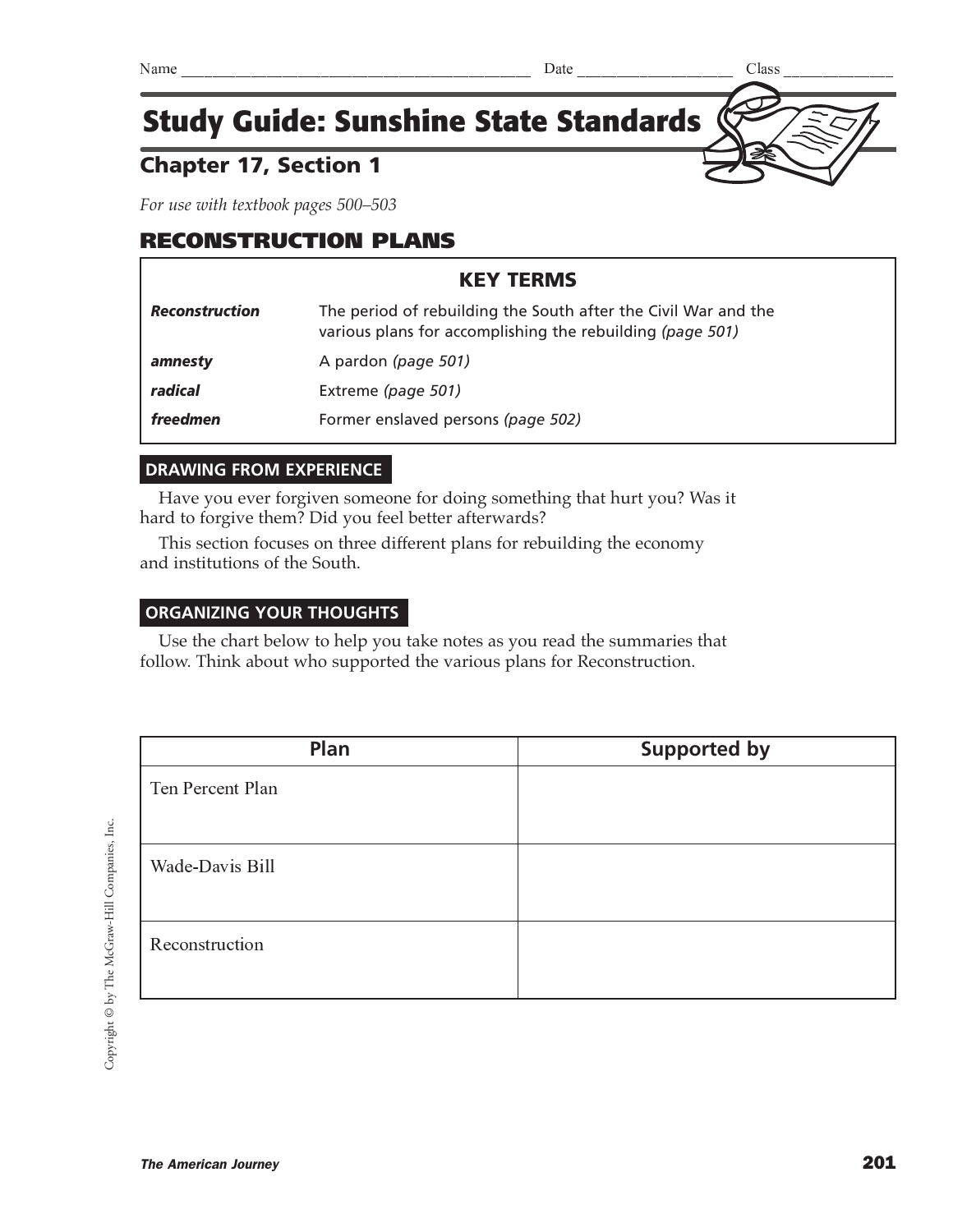Name ___________________________ Date ______________ Class ___________

# Study Guide: Sunshine State Standards

## Chapter 17, Section 1

*For use with textbook pages 500–503*

## RECONSTRUCTION PLANS

| KEY TERMS | |
|---|---|
| ***Reconstruction*** | The period of rebuilding the South after the Civil War and the various plans for accomplishing the rebuilding *(page 501)* |
| ***amnesty*** | A pardon *(page 501)* |
| ***radical*** | Extreme *(page 501)* |
| ***freedmen*** | Former enslaved persons *(page 502)* |

### DRAWING FROM EXPERIENCE

Have you ever forgiven someone for doing something that hurt you? Was it hard to forgive them? Did you feel better afterwards?

This section focuses on three different plans for rebuilding the economy and institutions of the South.

### ORGANIZING YOUR THOUGHTS

Use the chart below to help you take notes as you read the summaries that follow. Think about who supported the various plans for Reconstruction.

| Plan | Supported by |
|---|---|
| Ten Percent Plan | |
| Wade-Davis Bill | |
| Reconstruction | |

Copyright © by The McGraw-Hill Companies, Inc.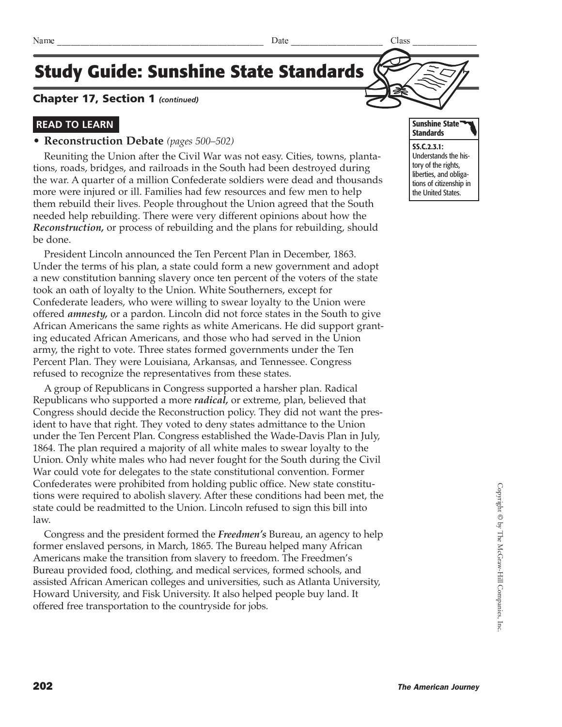Name ______________________________________________ Date ____________________ Class ______________

# Study Guide: Sunshine State Standards

## Chapter 17, Section 1 *(continued)*

### READ TO LEARN

**Sunshine State Standards**

**SS.C.2.3.1:** Understands the history of the rights, liberties, and obligations of citizenship in the United States.

- **Reconstruction Debate** *(pages 500–502)*

Reuniting the Union after the Civil War was not easy. Cities, towns, plantations, roads, bridges, and railroads in the South had been destroyed during the war. A quarter of a million Confederate soldiers were dead and thousands more were injured or ill. Families had few resources and few men to help them rebuild their lives. People throughout the Union agreed that the South needed help rebuilding. There were very different opinions about how the ***Reconstruction,*** or process of rebuilding and the plans for rebuilding, should be done.

President Lincoln announced the Ten Percent Plan in December, 1863. Under the terms of his plan, a state could form a new government and adopt a new constitution banning slavery once ten percent of the voters of the state took an oath of loyalty to the Union. White Southerners, except for Confederate leaders, who were willing to swear loyalty to the Union were offered ***amnesty,*** or a pardon. Lincoln did not force states in the South to give African Americans the same rights as white Americans. He did support granting educated African Americans, and those who had served in the Union army, the right to vote. Three states formed governments under the Ten Percent Plan. They were Louisiana, Arkansas, and Tennessee. Congress refused to recognize the representatives from these states.

A group of Republicans in Congress supported a harsher plan. Radical Republicans who supported a more ***radical,*** or extreme, plan, believed that Congress should decide the Reconstruction policy. They did not want the president to have that right. They voted to deny states admittance to the Union under the Ten Percent Plan. Congress established the Wade-Davis Plan in July, 1864. The plan required a majority of all white males to swear loyalty to the Union. Only white males who had never fought for the South during the Civil War could vote for delegates to the state constitutional convention. Former Confederates were prohibited from holding public office. New state constitutions were required to abolish slavery. After these conditions had been met, the state could be readmitted to the Union. Lincoln refused to sign this bill into law.

Congress and the president formed the ***Freedmen's*** Bureau, an agency to help former enslaved persons, in March, 1865. The Bureau helped many African Americans make the transition from slavery to freedom. The Freedmen's Bureau provided food, clothing, and medical services, formed schools, and assisted African American colleges and universities, such as Atlanta University, Howard University, and Fisk University. It also helped people buy land. It offered free transportation to the countryside for jobs.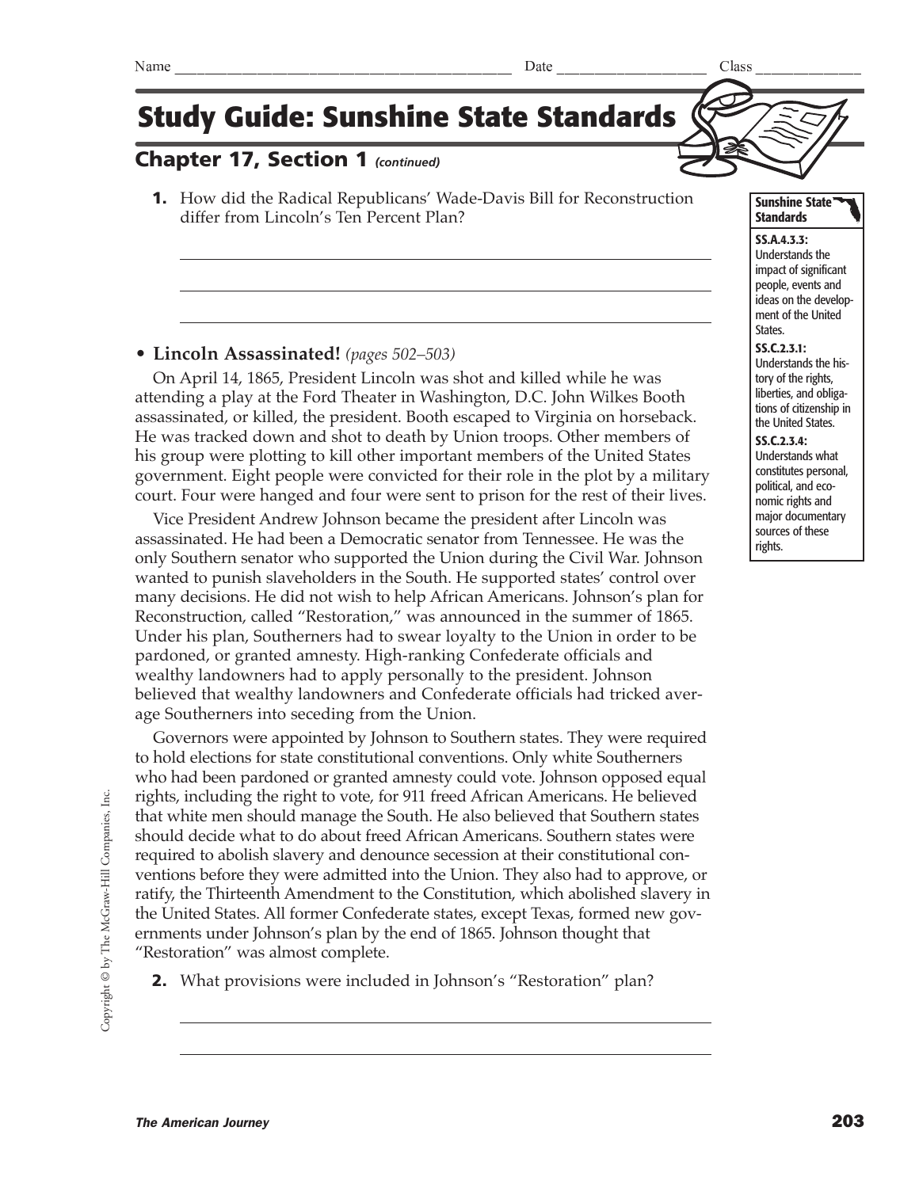Name ______________________________ Date ____________________ Class ______________

# Study Guide: Sunshine State Standards

## Chapter 17, Section 1 *(continued)*

**Sunshine State Standards**

**SS.A.4.3.3:** Understands the impact of significant people, events and ideas on the development of the United States.

**SS.C.2.3.1:** Understands the history of the rights, liberties, and obligations of citizenship in the United States.

**SS.C.2.3.4:** Understands what constitutes personal, political, and economic rights and major documentary sources of these rights.

**1.** How did the Radical Republicans' Wade-Davis Bill for Reconstruction differ from Lincoln's Ten Percent Plan?

_______________________________________________

_______________________________________________

_______________________________________________

### • Lincoln Assassinated! *(pages 502–503)*

On April 14, 1865, President Lincoln was shot and killed while he was attending a play at the Ford Theater in Washington, D.C. John Wilkes Booth assassinated, or killed, the president. Booth escaped to Virginia on horseback. He was tracked down and shot to death by Union troops. Other members of his group were plotting to kill other important members of the United States government. Eight people were convicted for their role in the plot by a military court. Four were hanged and four were sent to prison for the rest of their lives.

Vice President Andrew Johnson became the president after Lincoln was assassinated. He had been a Democratic senator from Tennessee. He was the only Southern senator who supported the Union during the Civil War. Johnson wanted to punish slaveholders in the South. He supported states' control over many decisions. He did not wish to help African Americans. Johnson's plan for Reconstruction, called "Restoration," was announced in the summer of 1865. Under his plan, Southerners had to swear loyalty to the Union in order to be pardoned, or granted amnesty. High-ranking Confederate officials and wealthy landowners had to apply personally to the president. Johnson believed that wealthy landowners and Confederate officials had tricked average Southerners into seceding from the Union.

Governors were appointed by Johnson to Southern states. They were required to hold elections for state constitutional conventions. Only white Southerners who had been pardoned or granted amnesty could vote. Johnson opposed equal rights, including the right to vote, for 911 freed African Americans. He believed that white men should manage the South. He also believed that Southern states should decide what to do about freed African Americans. Southern states were required to abolish slavery and denounce secession at their constitutional conventions before they were admitted into the Union. They also had to approve, or ratify, the Thirteenth Amendment to the Constitution, which abolished slavery in the United States. All former Confederate states, except Texas, formed new governments under Johnson's plan by the end of 1865. Johnson thought that "Restoration" was almost complete.

**2.** What provisions were included in Johnson's "Restoration" plan?

_______________________________________________

_______________________________________________

Copyright © by The McGraw-Hill Companies, Inc.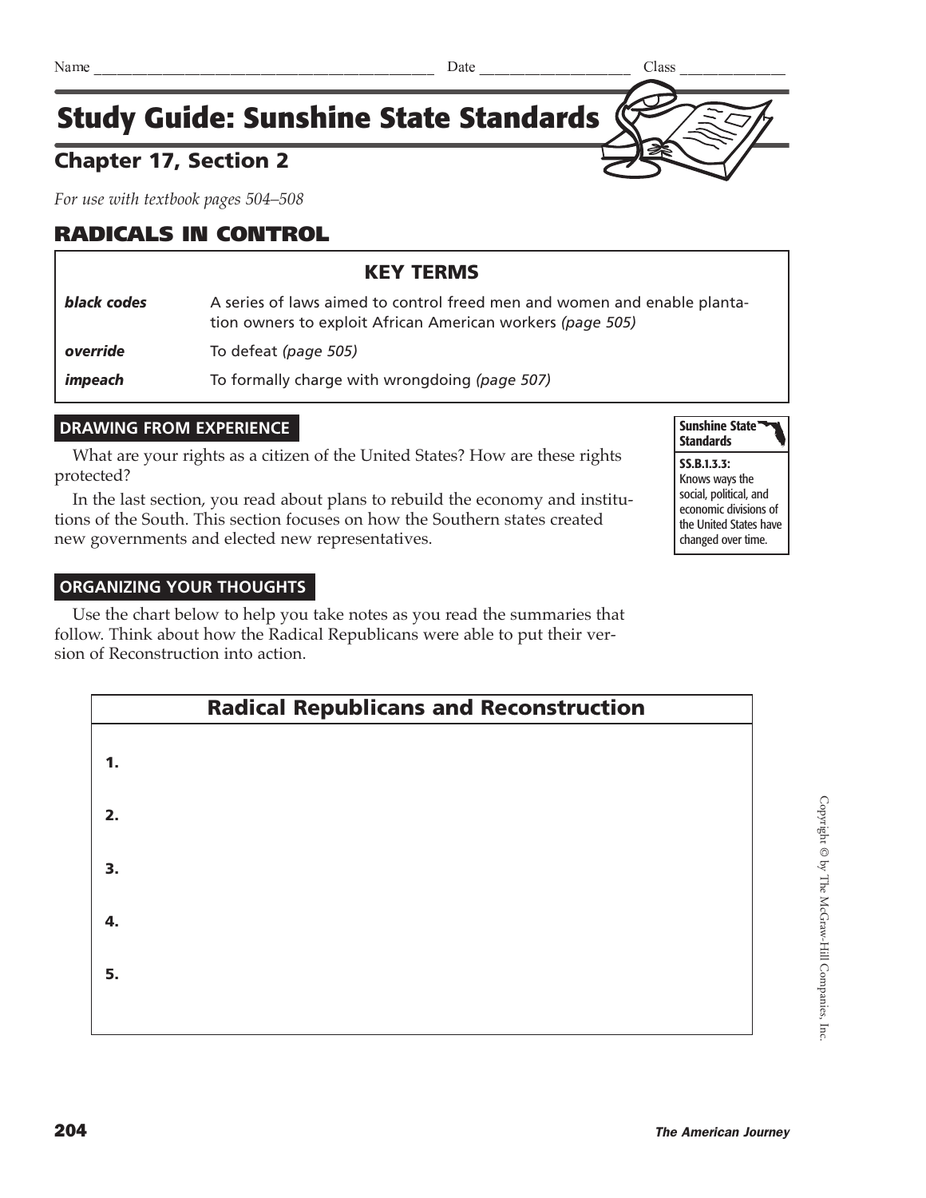Name ___________________________________________ Date ____________________ Class ______________

# Study Guide: Sunshine State Standards

## Chapter 17, Section 2

*For use with textbook pages 504–508*

## RADICALS IN CONTROL

| KEY TERMS | |
|---|---|
| ***black codes*** | A series of laws aimed to control freed men and women and enable plantation owners to exploit African American workers *(page 505)* |
| ***override*** | To defeat *(page 505)* |
| ***impeach*** | To formally charge with wrongdoing *(page 507)* |

### DRAWING FROM EXPERIENCE

What are your rights as a citizen of the United States? How are these rights protected?

In the last section, you read about plans to rebuild the economy and institutions of the South. This section focuses on how the Southern states created new governments and elected new representatives.

**Sunshine State Standards**

**SS.B.1.3.3:** Knows ways the social, political, and economic divisions of the United States have changed over time.

### ORGANIZING YOUR THOUGHTS

Use the chart below to help you take notes as you read the summaries that follow. Think about how the Radical Republicans were able to put their version of Reconstruction into action.

| Radical Republicans and Reconstruction |
|---|
| **1.** |
| **2.** |
| **3.** |
| **4.** |
| **5.** |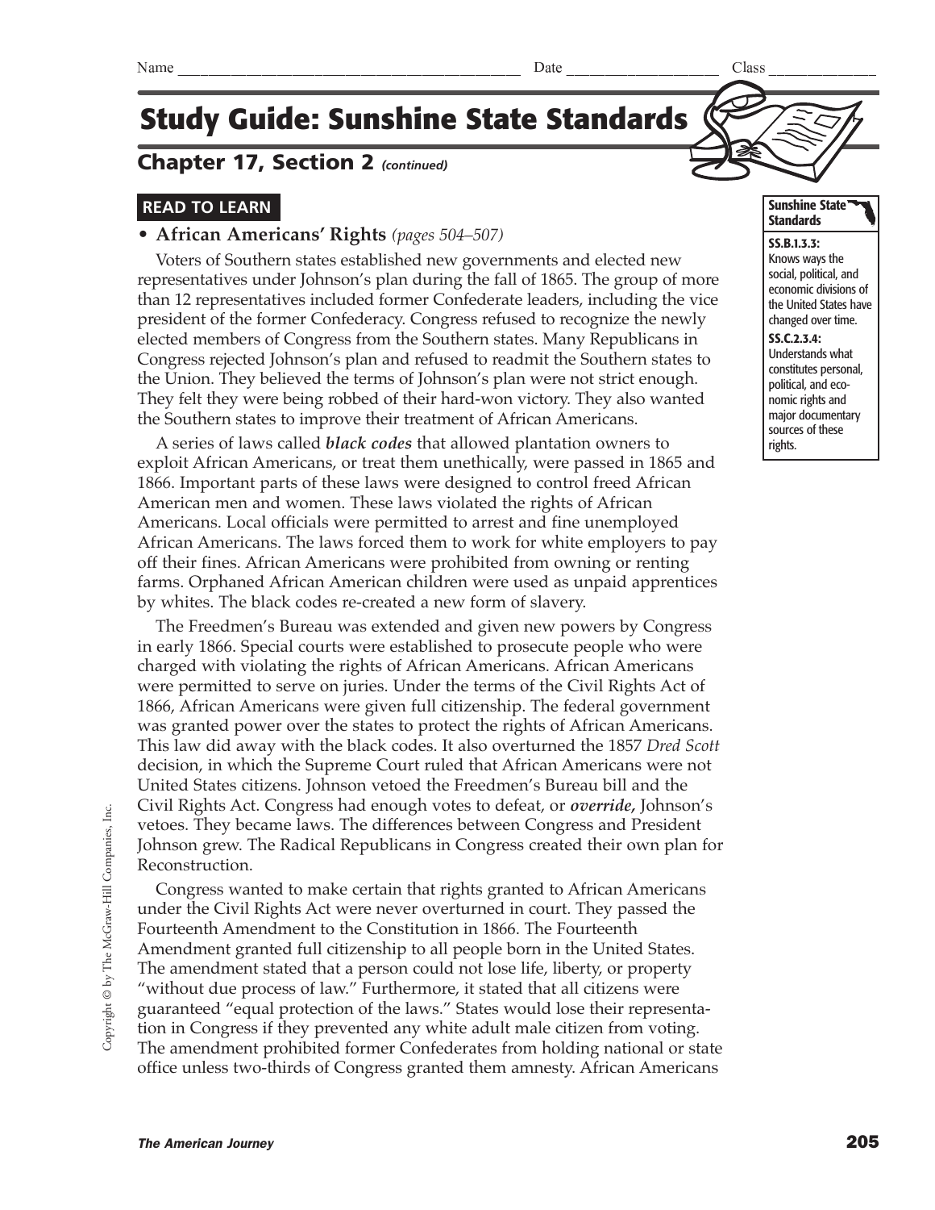Name ___________________________ Date ______________ Class __________

# Study Guide: Sunshine State Standards

## Chapter 17, Section 2 *(continued)*

**READ TO LEARN**

**Sunshine State Standards**

**SS.B.1.3.3:** Knows ways the social, political, and economic divisions of the United States have changed over time.

**SS.C.2.3.4:** Understands what constitutes personal, political, and economic rights and major documentary sources of these rights.

### • African Americans' Rights *(pages 504–507)*

Voters of Southern states established new governments and elected new representatives under Johnson's plan during the fall of 1865. The group of more than 12 representatives included former Confederate leaders, including the vice president of the former Confederacy. Congress refused to recognize the newly elected members of Congress from the Southern states. Many Republicans in Congress rejected Johnson's plan and refused to readmit the Southern states to the Union. They believed the terms of Johnson's plan were not strict enough. They felt they were being robbed of their hard-won victory. They also wanted the Southern states to improve their treatment of African Americans.

A series of laws called ***black codes*** that allowed plantation owners to exploit African Americans, or treat them unethically, were passed in 1865 and 1866. Important parts of these laws were designed to control freed African American men and women. These laws violated the rights of African Americans. Local officials were permitted to arrest and fine unemployed African Americans. The laws forced them to work for white employers to pay off their fines. African Americans were prohibited from owning or renting farms. Orphaned African American children were used as unpaid apprentices by whites. The black codes re-created a new form of slavery.

The Freedmen's Bureau was extended and given new powers by Congress in early 1866. Special courts were established to prosecute people who were charged with violating the rights of African Americans. African Americans were permitted to serve on juries. Under the terms of the Civil Rights Act of 1866, African Americans were given full citizenship. The federal government was granted power over the states to protect the rights of African Americans. This law did away with the black codes. It also overturned the 1857 *Dred Scott* decision, in which the Supreme Court ruled that African Americans were not United States citizens. Johnson vetoed the Freedmen's Bureau bill and the Civil Rights Act. Congress had enough votes to defeat, or ***override,*** Johnson's vetoes. They became laws. The differences between Congress and President Johnson grew. The Radical Republicans in Congress created their own plan for Reconstruction.

Congress wanted to make certain that rights granted to African Americans under the Civil Rights Act were never overturned in court. They passed the Fourteenth Amendment to the Constitution in 1866. The Fourteenth Amendment granted full citizenship to all people born in the United States. The amendment stated that a person could not lose life, liberty, or property "without due process of law." Furthermore, it stated that all citizens were guaranteed "equal protection of the laws." States would lose their representation in Congress if they prevented any white adult male citizen from voting. The amendment prohibited former Confederates from holding national or state office unless two-thirds of Congress granted them amnesty. African Americans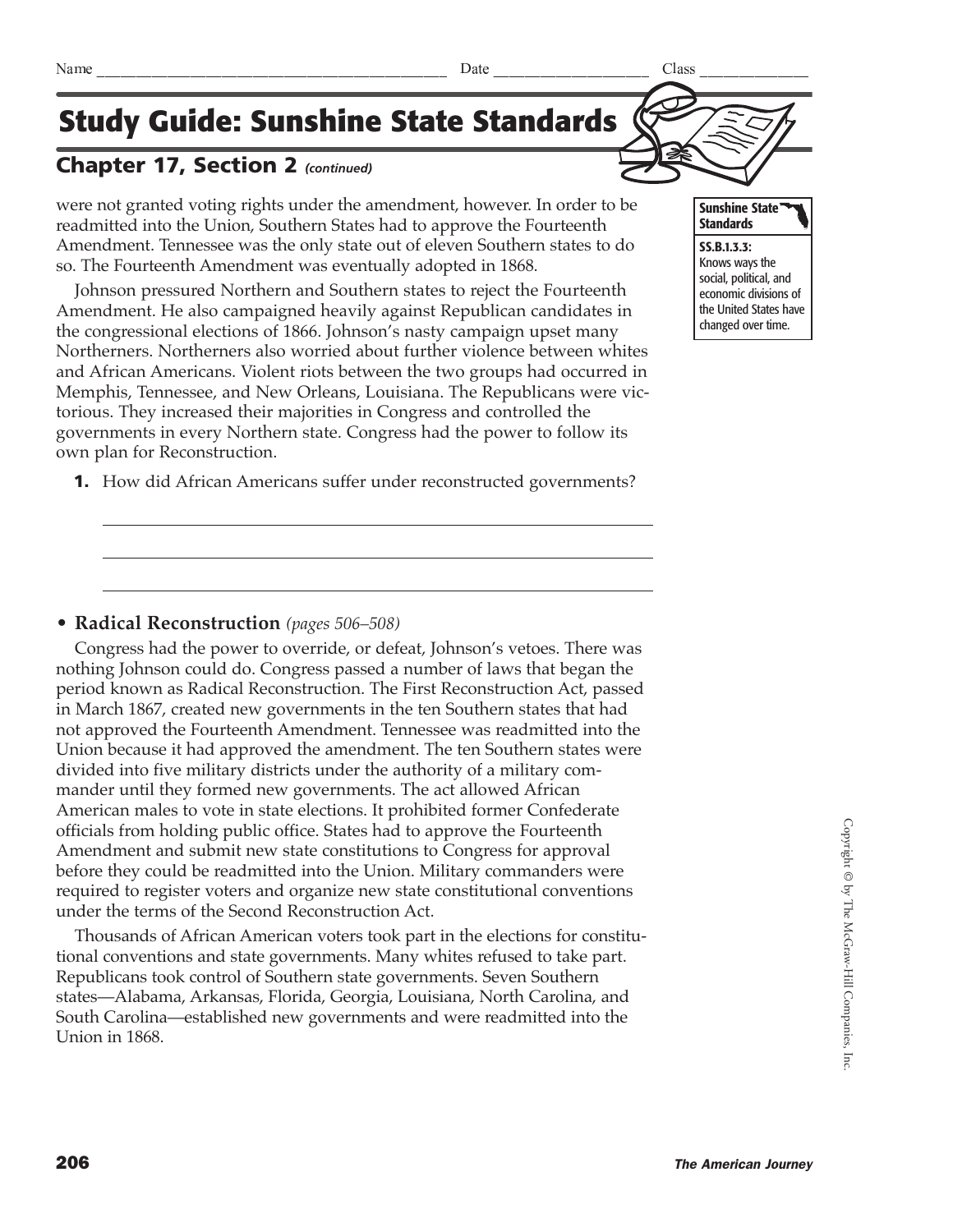Name ______________________________ Date ______________ Class __________

# Study Guide: Sunshine State Standards

## Chapter 17, Section 2 *(continued)*

were not granted voting rights under the amendment, however. In order to be readmitted into the Union, Southern States had to approve the Fourteenth Amendment. Tennessee was the only state out of eleven Southern states to do so. The Fourteenth Amendment was eventually adopted in 1868.

**Sunshine State Standards**

**SS.B.1.3.3:** Knows ways the social, political, and economic divisions of the United States have changed over time.

Johnson pressured Northern and Southern states to reject the Fourteenth Amendment. He also campaigned heavily against Republican candidates in the congressional elections of 1866. Johnson's nasty campaign upset many Northerners. Northerners also worried about further violence between whites and African Americans. Violent riots between the two groups had occurred in Memphis, Tennessee, and New Orleans, Louisiana. The Republicans were victorious. They increased their majorities in Congress and controlled the governments in every Northern state. Congress had the power to follow its own plan for Reconstruction.

**1.** How did African Americans suffer under reconstructed governments?

_______________________________________________

_______________________________________________

_______________________________________________

- **Radical Reconstruction** *(pages 506–508)*

Congress had the power to override, or defeat, Johnson's vetoes. There was nothing Johnson could do. Congress passed a number of laws that began the period known as Radical Reconstruction. The First Reconstruction Act, passed in March 1867, created new governments in the ten Southern states that had not approved the Fourteenth Amendment. Tennessee was readmitted into the Union because it had approved the amendment. The ten Southern states were divided into five military districts under the authority of a military commander until they formed new governments. The act allowed African American males to vote in state elections. It prohibited former Confederate officials from holding public office. States had to approve the Fourteenth Amendment and submit new state constitutions to Congress for approval before they could be readmitted into the Union. Military commanders were required to register voters and organize new state constitutional conventions under the terms of the Second Reconstruction Act.

Thousands of African American voters took part in the elections for constitutional conventions and state governments. Many whites refused to take part. Republicans took control of Southern state governments. Seven Southern states—Alabama, Arkansas, Florida, Georgia, Louisiana, North Carolina, and South Carolina—established new governments and were readmitted into the Union in 1868.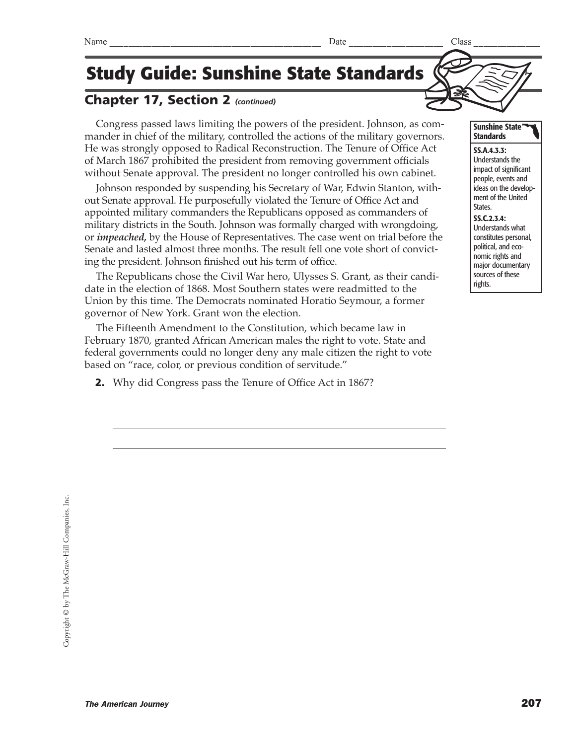Name ________________________ Date ______________ Class __________

# Study Guide: Sunshine State Standards

## Chapter 17, Section 2 *(continued)*

Congress passed laws limiting the powers of the president. Johnson, as commander in chief of the military, controlled the actions of the military governors. He was strongly opposed to Radical Reconstruction. The Tenure of Office Act of March 1867 prohibited the president from removing government officials without Senate approval. The president no longer controlled his own cabinet.

Johnson responded by suspending his Secretary of War, Edwin Stanton, without Senate approval. He purposefully violated the Tenure of Office Act and appointed military commanders the Republicans opposed as commanders of military districts in the South. Johnson was formally charged with wrongdoing, or ***impeached***, by the House of Representatives. The case went on trial before the Senate and lasted almost three months. The result fell one vote short of convicting the president. Johnson finished out his term of office.

The Republicans chose the Civil War hero, Ulysses S. Grant, as their candidate in the election of 1868. Most Southern states were readmitted to the Union by this time. The Democrats nominated Horatio Seymour, a former governor of New York. Grant won the election.

The Fifteenth Amendment to the Constitution, which became law in February 1870, granted African American males the right to vote. State and federal governments could no longer deny any male citizen the right to vote based on "race, color, or previous condition of servitude."

**Sunshine State Standards**

**SS.A.4.3.3:** Understands the impact of significant people, events and ideas on the development of the United States.

**SS.C.2.3.4:** Understands what constitutes personal, political, and economic rights and major documentary sources of these rights.

**2.** Why did Congress pass the Tenure of Office Act in 1867?

_______________________________________________

_______________________________________________

_______________________________________________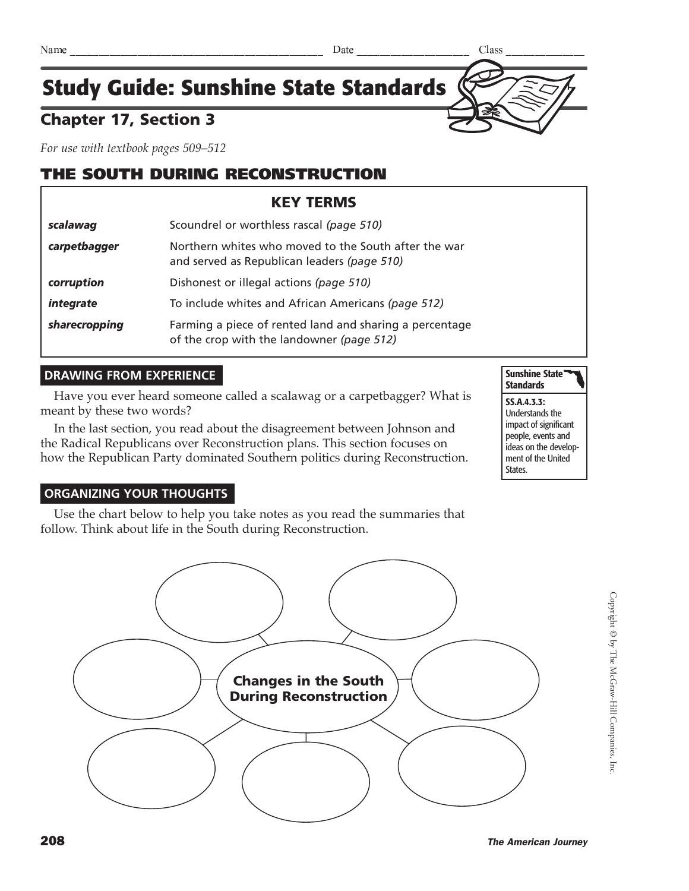Name ____________________ Date ____________ Class ____________

# Study Guide: Sunshine State Standards

## Chapter 17, Section 3

*For use with textbook pages 509–512*

## THE SOUTH DURING RECONSTRUCTION

### KEY TERMS

| | |
|---|---|
| ***scalawag*** | Scoundrel or worthless rascal *(page 510)* |
| ***carpetbagger*** | Northern whites who moved to the South after the war and served as Republican leaders *(page 510)* |
| ***corruption*** | Dishonest or illegal actions *(page 510)* |
| ***integrate*** | To include whites and African Americans *(page 512)* |
| ***sharecropping*** | Farming a piece of rented land and sharing a percentage of the crop with the landowner *(page 512)* |

### DRAWING FROM EXPERIENCE

Have you ever heard someone called a scalawag or a carpetbagger? What is meant by these two words?

In the last section, you read about the disagreement between Johnson and the Radical Republicans over Reconstruction plans. This section focuses on how the Republican Party dominated Southern politics during Reconstruction.

**Sunshine State Standards**

**SS.A.4.3.3:** Understands the impact of significant people, events and ideas on the development of the United States.

### ORGANIZING YOUR THOUGHTS

Use the chart below to help you take notes as you read the summaries that follow. Think about life in the South during Reconstruction.

**Changes in the South During Reconstruction**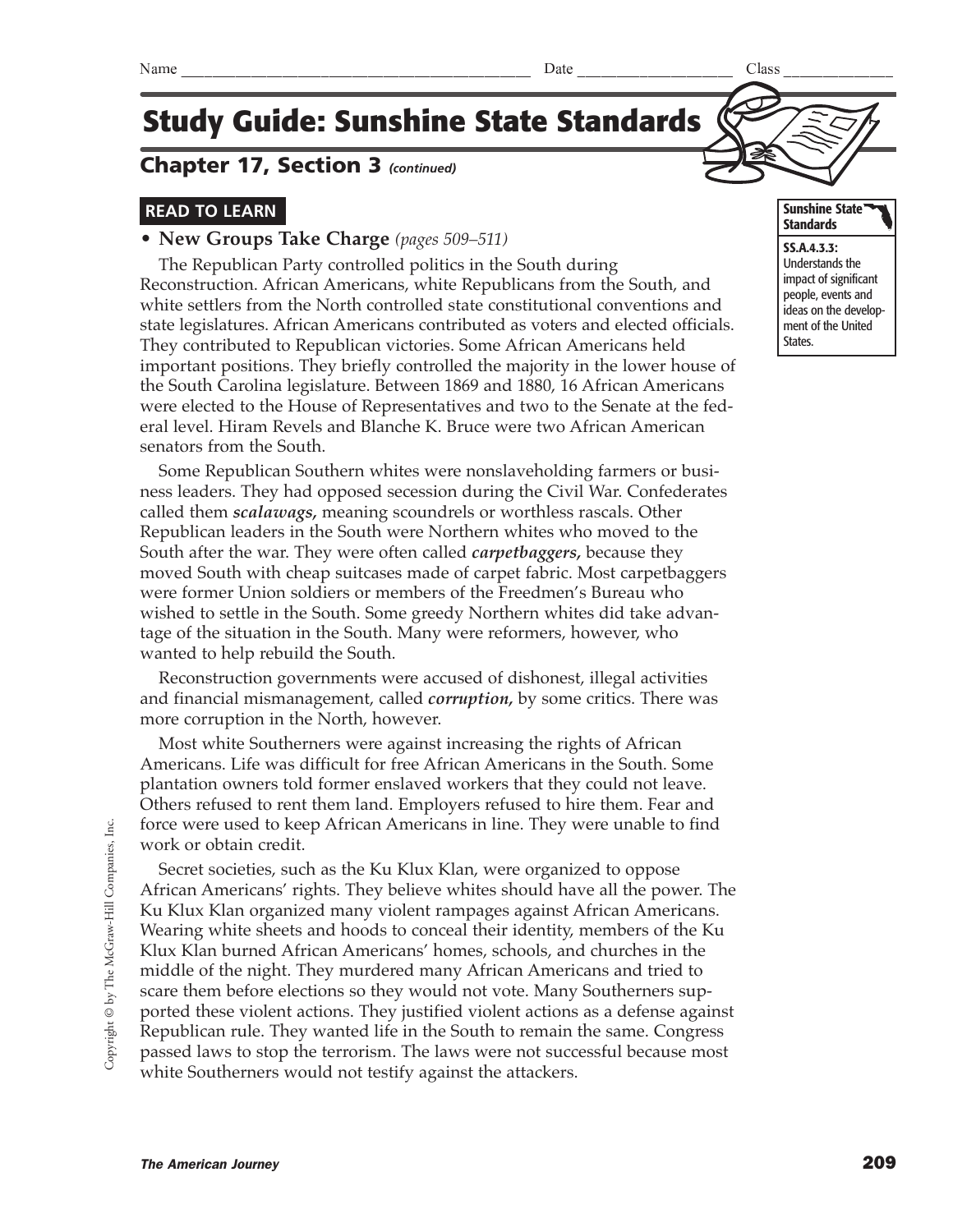Name _______________________________________ Date __________________ Class _____________

# Study Guide: Sunshine State Standards

## Chapter 17, Section 3 *(continued)*

**Sunshine State Standards**

**SS.A.4.3.3:** Understands the impact of significant people, events and ideas on the development of the United States.

### READ TO LEARN

- **New Groups Take Charge** *(pages 509–511)*

The Republican Party controlled politics in the South during Reconstruction. African Americans, white Republicans from the South, and white settlers from the North controlled state constitutional conventions and state legislatures. African Americans contributed as voters and elected officials. They contributed to Republican victories. Some African Americans held important positions. They briefly controlled the majority in the lower house of the South Carolina legislature. Between 1869 and 1880, 16 African Americans were elected to the House of Representatives and two to the Senate at the federal level. Hiram Revels and Blanche K. Bruce were two African American senators from the South.

Some Republican Southern whites were nonslaveholding farmers or business leaders. They had opposed secession during the Civil War. Confederates called them ***scalawags,*** meaning scoundrels or worthless rascals. Other Republican leaders in the South were Northern whites who moved to the South after the war. They were often called ***carpetbaggers,*** because they moved South with cheap suitcases made of carpet fabric. Most carpetbaggers were former Union soldiers or members of the Freedmen's Bureau who wished to settle in the South. Some greedy Northern whites did take advantage of the situation in the South. Many were reformers, however, who wanted to help rebuild the South.

Reconstruction governments were accused of dishonest, illegal activities and financial mismanagement, called ***corruption,*** by some critics. There was more corruption in the North, however.

Most white Southerners were against increasing the rights of African Americans. Life was difficult for free African Americans in the South. Some plantation owners told former enslaved workers that they could not leave. Others refused to rent them land. Employers refused to hire them. Fear and force were used to keep African Americans in line. They were unable to find work or obtain credit.

Secret societies, such as the Ku Klux Klan, were organized to oppose African Americans' rights. They believe whites should have all the power. The Ku Klux Klan organized many violent rampages against African Americans. Wearing white sheets and hoods to conceal their identity, members of the Ku Klux Klan burned African Americans' homes, schools, and churches in the middle of the night. They murdered many African Americans and tried to scare them before elections so they would not vote. Many Southerners supported these violent actions. They justified violent actions as a defense against Republican rule. They wanted life in the South to remain the same. Congress passed laws to stop the terrorism. The laws were not successful because most white Southerners would not testify against the attackers.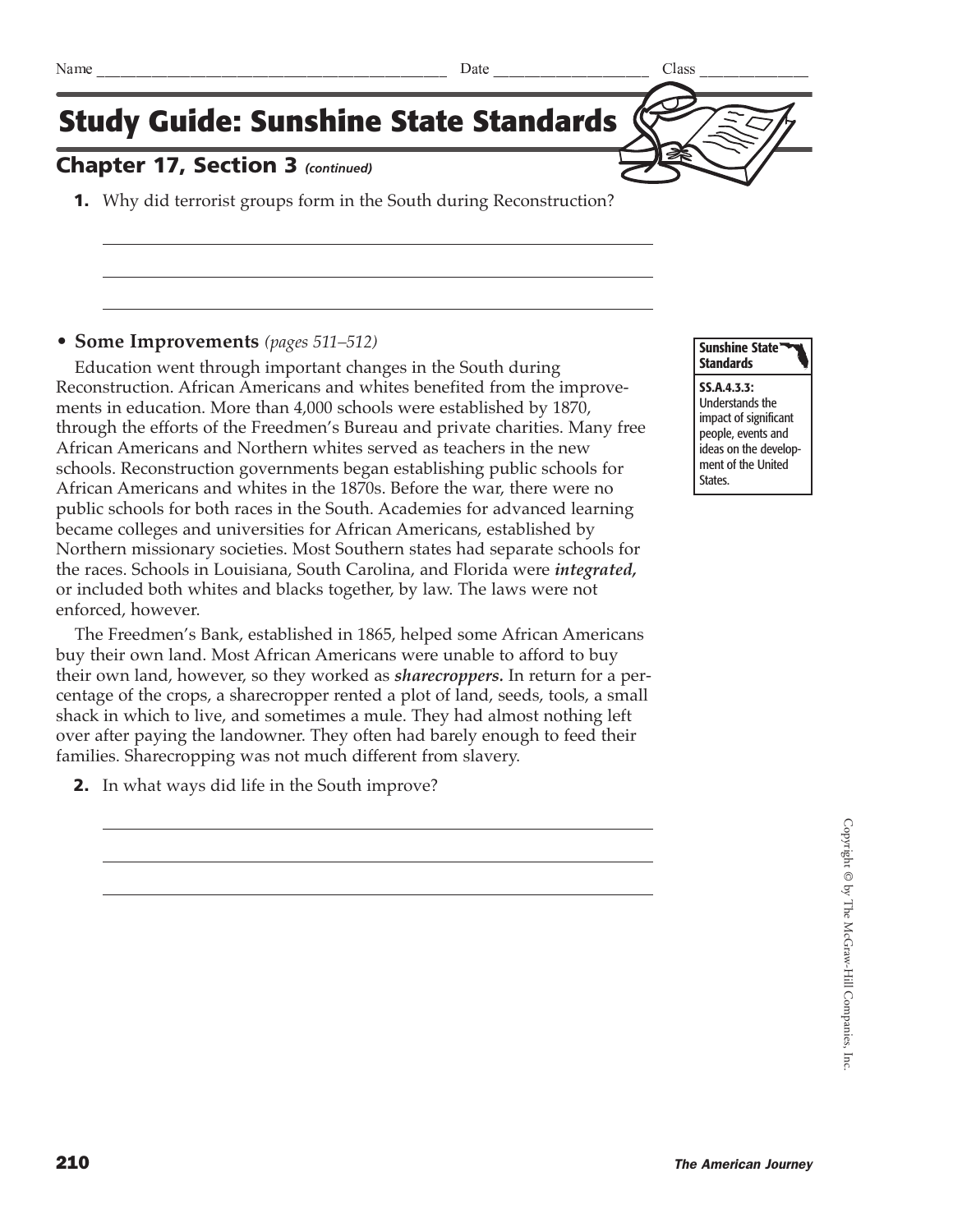Name _______________________ Date _____________ Class __________

# Study Guide: Sunshine State Standards

## Chapter 17, Section 3 *(continued)*

**1.** Why did terrorist groups form in the South during Reconstruction?

_______________________________________________

_______________________________________________

_______________________________________________

### • Some Improvements *(pages 511–512)*

> **Sunshine State Standards**
>
> **SS.A.4.3.3:** Understands the impact of significant people, events and ideas on the development of the United States.

Education went through important changes in the South during Reconstruction. African Americans and whites benefited from the improvements in education. More than 4,000 schools were established by 1870, through the efforts of the Freedmen's Bureau and private charities. Many free African Americans and Northern whites served as teachers in the new schools. Reconstruction governments began establishing public schools for African Americans and whites in the 1870s. Before the war, there were no public schools for both races in the South. Academies for advanced learning became colleges and universities for African Americans, established by Northern missionary societies. Most Southern states had separate schools for the races. Schools in Louisiana, South Carolina, and Florida were ***integrated,*** or included both whites and blacks together, by law. The laws were not enforced, however.

The Freedmen's Bank, established in 1865, helped some African Americans buy their own land. Most African Americans were unable to afford to buy their own land, however, so they worked as ***sharecroppers.*** In return for a percentage of the crops, a sharecropper rented a plot of land, seeds, tools, a small shack in which to live, and sometimes a mule. They had almost nothing left over after paying the landowner. They often had barely enough to feed their families. Sharecropping was not much different from slavery.

**2.** In what ways did life in the South improve?

_______________________________________________

_______________________________________________

_______________________________________________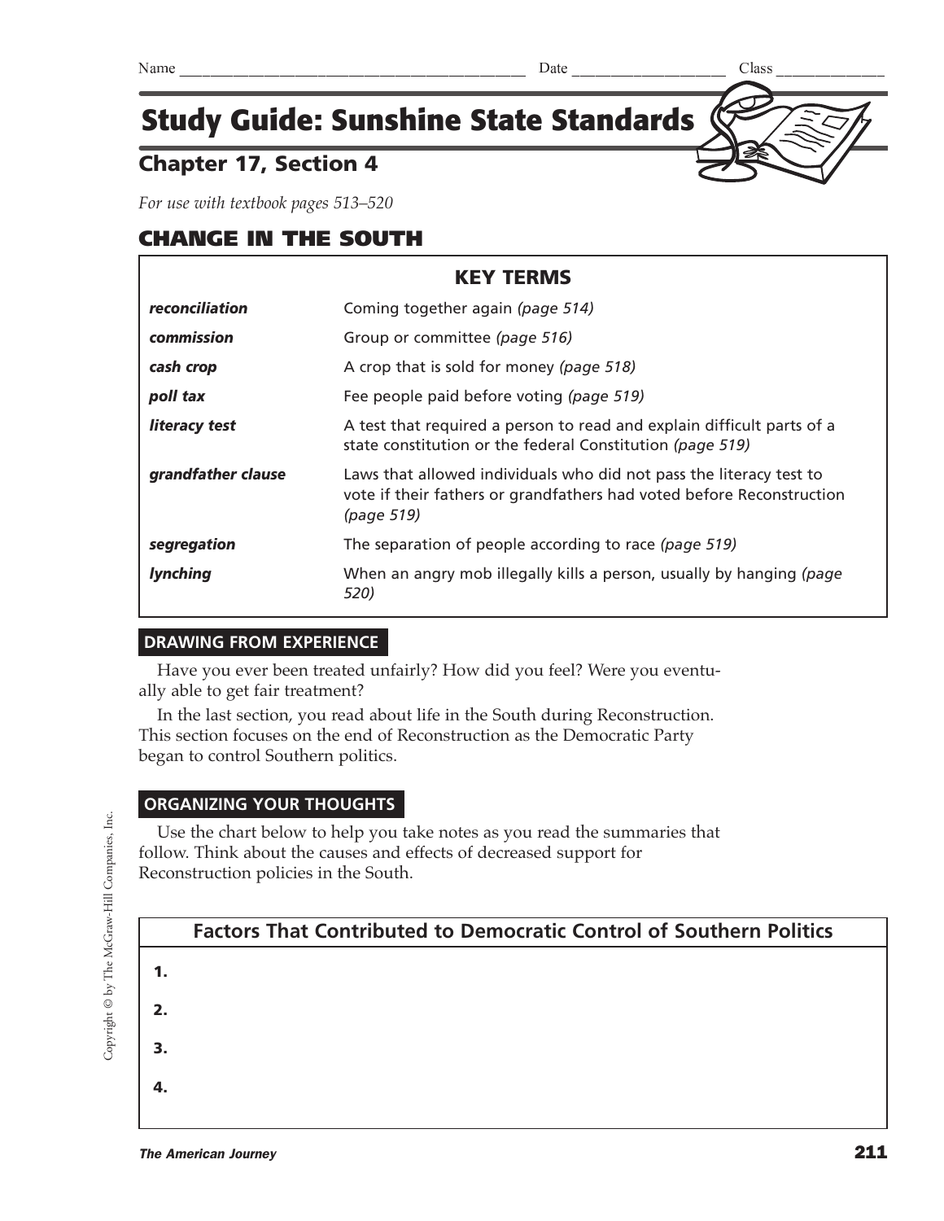Name ___________________________________________ Date ____________________ Class ______________

# Study Guide: Sunshine State Standards

## Chapter 17, Section 4

*For use with textbook pages 513–520*

## CHANGE IN THE SOUTH

| KEY TERMS | |
|---|---|
| ***reconciliation*** | Coming together again *(page 514)* |
| ***commission*** | Group or committee *(page 516)* |
| ***cash crop*** | A crop that is sold for money *(page 518)* |
| ***poll tax*** | Fee people paid before voting *(page 519)* |
| ***literacy test*** | A test that required a person to read and explain difficult parts of a state constitution or the federal Constitution *(page 519)* |
| ***grandfather clause*** | Laws that allowed individuals who did not pass the literacy test to vote if their fathers or grandfathers had voted before Reconstruction *(page 519)* |
| ***segregation*** | The separation of people according to race *(page 519)* |
| ***lynching*** | When an angry mob illegally kills a person, usually by hanging *(page 520)* |

### DRAWING FROM EXPERIENCE

Have you ever been treated unfairly? How did you feel? Were you eventually able to get fair treatment?

In the last section, you read about life in the South during Reconstruction. This section focuses on the end of Reconstruction as the Democratic Party began to control Southern politics.

### ORGANIZING YOUR THOUGHTS

Use the chart below to help you take notes as you read the summaries that follow. Think about the causes and effects of decreased support for Reconstruction policies in the South.

| Factors That Contributed to Democratic Control of Southern Politics |
|---|
| **1.** |
| **2.** |
| **3.** |
| **4.** |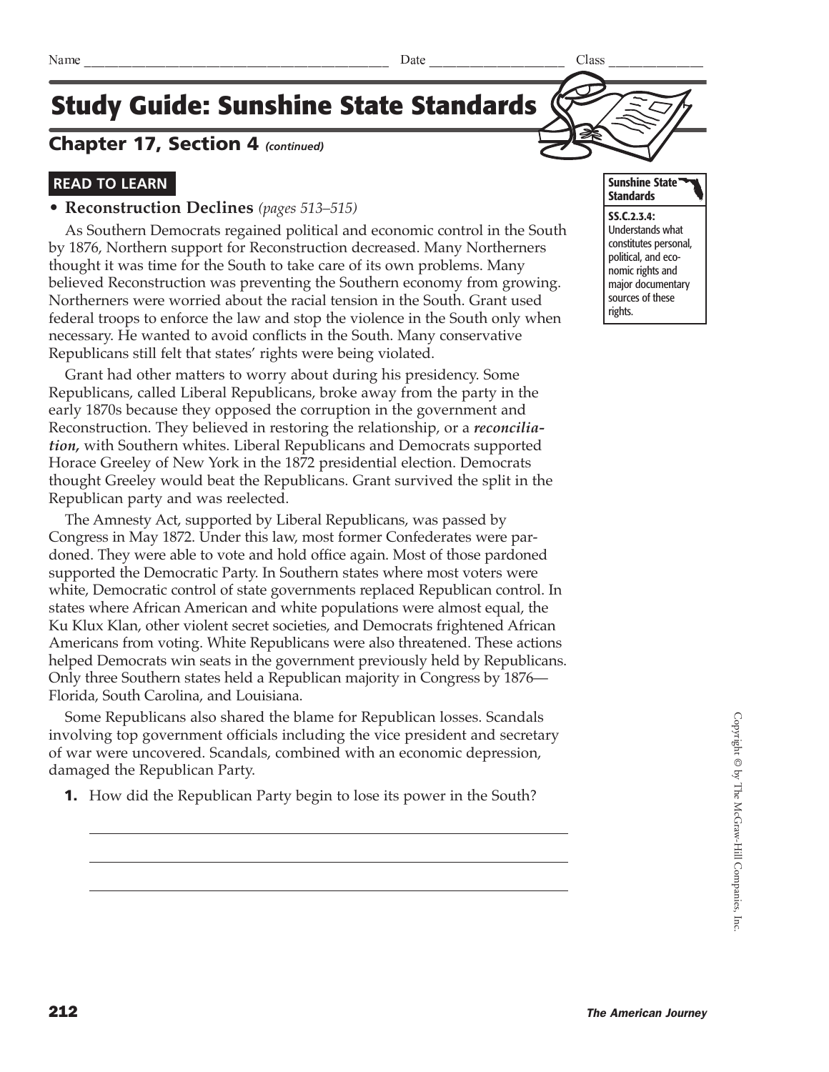Name ______________________________ Date ______________ Class ___________

# Study Guide: Sunshine State Standards

## Chapter 17, Section 4 *(continued)*

**Sunshine State Standards**

**SS.C.2.3.4:** Understands what constitutes personal, political, and economic rights and major documentary sources of these rights.

### READ TO LEARN

- **Reconstruction Declines** *(pages 513–515)*

As Southern Democrats regained political and economic control in the South by 1876, Northern support for Reconstruction decreased. Many Northerners thought it was time for the South to take care of its own problems. Many believed Reconstruction was preventing the Southern economy from growing. Northerners were worried about the racial tension in the South. Grant used federal troops to enforce the law and stop the violence in the South only when necessary. He wanted to avoid conflicts in the South. Many conservative Republicans still felt that states' rights were being violated.

Grant had other matters to worry about during his presidency. Some Republicans, called Liberal Republicans, broke away from the party in the early 1870s because they opposed the corruption in the government and Reconstruction. They believed in restoring the relationship, or a ***reconciliation,*** with Southern whites. Liberal Republicans and Democrats supported Horace Greeley of New York in the 1872 presidential election. Democrats thought Greeley would beat the Republicans. Grant survived the split in the Republican party and was reelected.

The Amnesty Act, supported by Liberal Republicans, was passed by Congress in May 1872. Under this law, most former Confederates were pardoned. They were able to vote and hold office again. Most of those pardoned supported the Democratic Party. In Southern states where most voters were white, Democratic control of state governments replaced Republican control. In states where African American and white populations were almost equal, the Ku Klux Klan, other violent secret societies, and Democrats frightened African Americans from voting. White Republicans were also threatened. These actions helped Democrats win seats in the government previously held by Republicans. Only three Southern states held a Republican majority in Congress by 1876—Florida, South Carolina, and Louisiana.

Some Republicans also shared the blame for Republican losses. Scandals involving top government officials including the vice president and secretary of war were uncovered. Scandals, combined with an economic depression, damaged the Republican Party.

**1.** How did the Republican Party begin to lose its power in the South?

_______________________________________________

_______________________________________________

_______________________________________________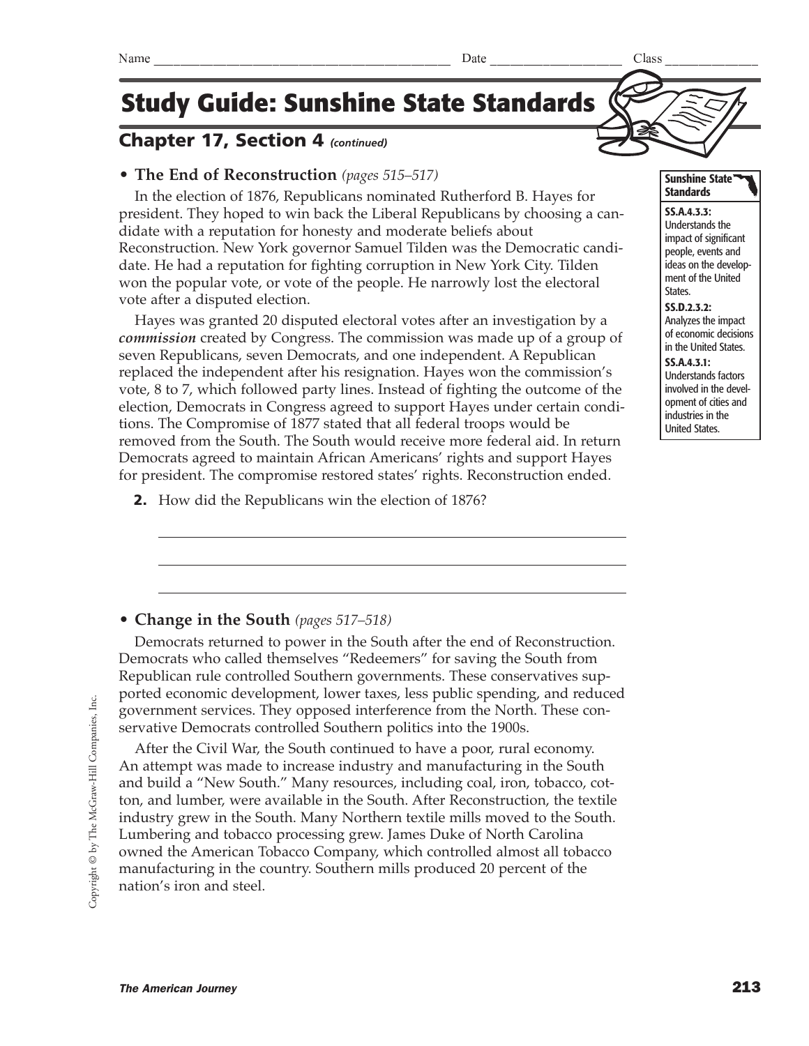Name ______________________________ Date ________________ Class ____________

# Study Guide: Sunshine State Standards

## Chapter 17, Section 4 *(continued)*

**Sunshine State Standards**

**SS.A.4.3.3:** Understands the impact of significant people, events and ideas on the development of the United States.

**SS.D.2.3.2:** Analyzes the impact of economic decisions in the United States.

**SS.A.4.3.1:** Understands factors involved in the development of cities and industries in the United States.

### • The End of Reconstruction *(pages 515–517)*

In the election of 1876, Republicans nominated Rutherford B. Hayes for president. They hoped to win back the Liberal Republicans by choosing a candidate with a reputation for honesty and moderate beliefs about Reconstruction. New York governor Samuel Tilden was the Democratic candidate. He had a reputation for fighting corruption in New York City. Tilden won the popular vote, or vote of the people. He narrowly lost the electoral vote after a disputed election.

Hayes was granted 20 disputed electoral votes after an investigation by a ***commission*** created by Congress. The commission was made up of a group of seven Republicans, seven Democrats, and one independent. A Republican replaced the independent after his resignation. Hayes won the commission's vote, 8 to 7, which followed party lines. Instead of fighting the outcome of the election, Democrats in Congress agreed to support Hayes under certain conditions. The Compromise of 1877 stated that all federal troops would be removed from the South. The South would receive more federal aid. In return Democrats agreed to maintain African Americans' rights and support Hayes for president. The compromise restored states' rights. Reconstruction ended.

**2.** How did the Republicans win the election of 1876?

_______________________________________________

_______________________________________________

_______________________________________________

### • Change in the South *(pages 517–518)*

Democrats returned to power in the South after the end of Reconstruction. Democrats who called themselves "Redeemers" for saving the South from Republican rule controlled Southern governments. These conservatives supported economic development, lower taxes, less public spending, and reduced government services. They opposed interference from the North. These conservative Democrats controlled Southern politics into the 1900s.

After the Civil War, the South continued to have a poor, rural economy. An attempt was made to increase industry and manufacturing in the South and build a "New South." Many resources, including coal, iron, tobacco, cotton, and lumber, were available in the South. After Reconstruction, the textile industry grew in the South. Many Northern textile mills moved to the South. Lumbering and tobacco processing grew. James Duke of North Carolina owned the American Tobacco Company, which controlled almost all tobacco manufacturing in the country. Southern mills produced 20 percent of the nation's iron and steel.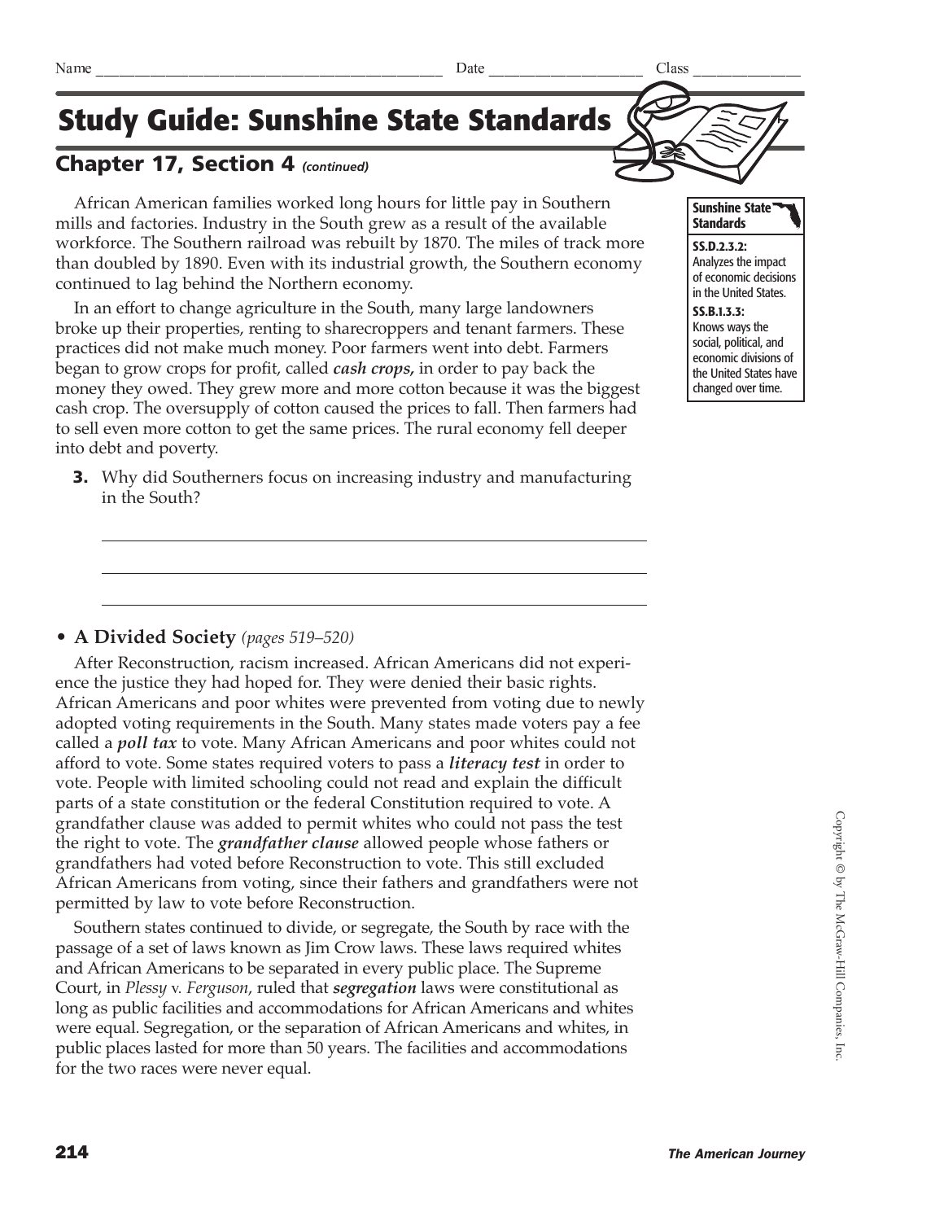Name ______________________________ Date ______________ Class ____________

# Study Guide: Sunshine State Standards

## Chapter 17, Section 4 *(continued)*

**Sunshine State Standards**

**SS.D.2.3.2:** Analyzes the impact of economic decisions in the United States.

**SS.B.1.3.3:** Knows ways the social, political, and economic divisions of the United States have changed over time.

African American families worked long hours for little pay in Southern mills and factories. Industry in the South grew as a result of the available workforce. The Southern railroad was rebuilt by 1870. The miles of track more than doubled by 1890. Even with its industrial growth, the Southern economy continued to lag behind the Northern economy.

In an effort to change agriculture in the South, many large landowners broke up their properties, renting to sharecroppers and tenant farmers. These practices did not make much money. Poor farmers went into debt. Farmers began to grow crops for profit, called ***cash crops,*** in order to pay back the money they owed. They grew more and more cotton because it was the biggest cash crop. The oversupply of cotton caused the prices to fall. Then farmers had to sell even more cotton to get the same prices. The rural economy fell deeper into debt and poverty.

**3.** Why did Southerners focus on increasing industry and manufacturing in the South?

_______________________________________________

_______________________________________________

_______________________________________________

- **A Divided Society** *(pages 519–520)*

After Reconstruction, racism increased. African Americans did not experience the justice they had hoped for. They were denied their basic rights. African Americans and poor whites were prevented from voting due to newly adopted voting requirements in the South. Many states made voters pay a fee called a ***poll tax*** to vote. Many African Americans and poor whites could not afford to vote. Some states required voters to pass a ***literacy test*** in order to vote. People with limited schooling could not read and explain the difficult parts of a state constitution or the federal Constitution required to vote. A grandfather clause was added to permit whites who could not pass the test the right to vote. The ***grandfather clause*** allowed people whose fathers or grandfathers had voted before Reconstruction to vote. This still excluded African Americans from voting, since their fathers and grandfathers were not permitted by law to vote before Reconstruction.

Southern states continued to divide, or segregate, the South by race with the passage of a set of laws known as Jim Crow laws. These laws required whites and African Americans to be separated in every public place. The Supreme Court, in *Plessy* v. *Ferguson*, ruled that ***segregation*** laws were constitutional as long as public facilities and accommodations for African Americans and whites were equal. Segregation, or the separation of African Americans and whites, in public places lasted for more than 50 years. The facilities and accommodations for the two races were never equal.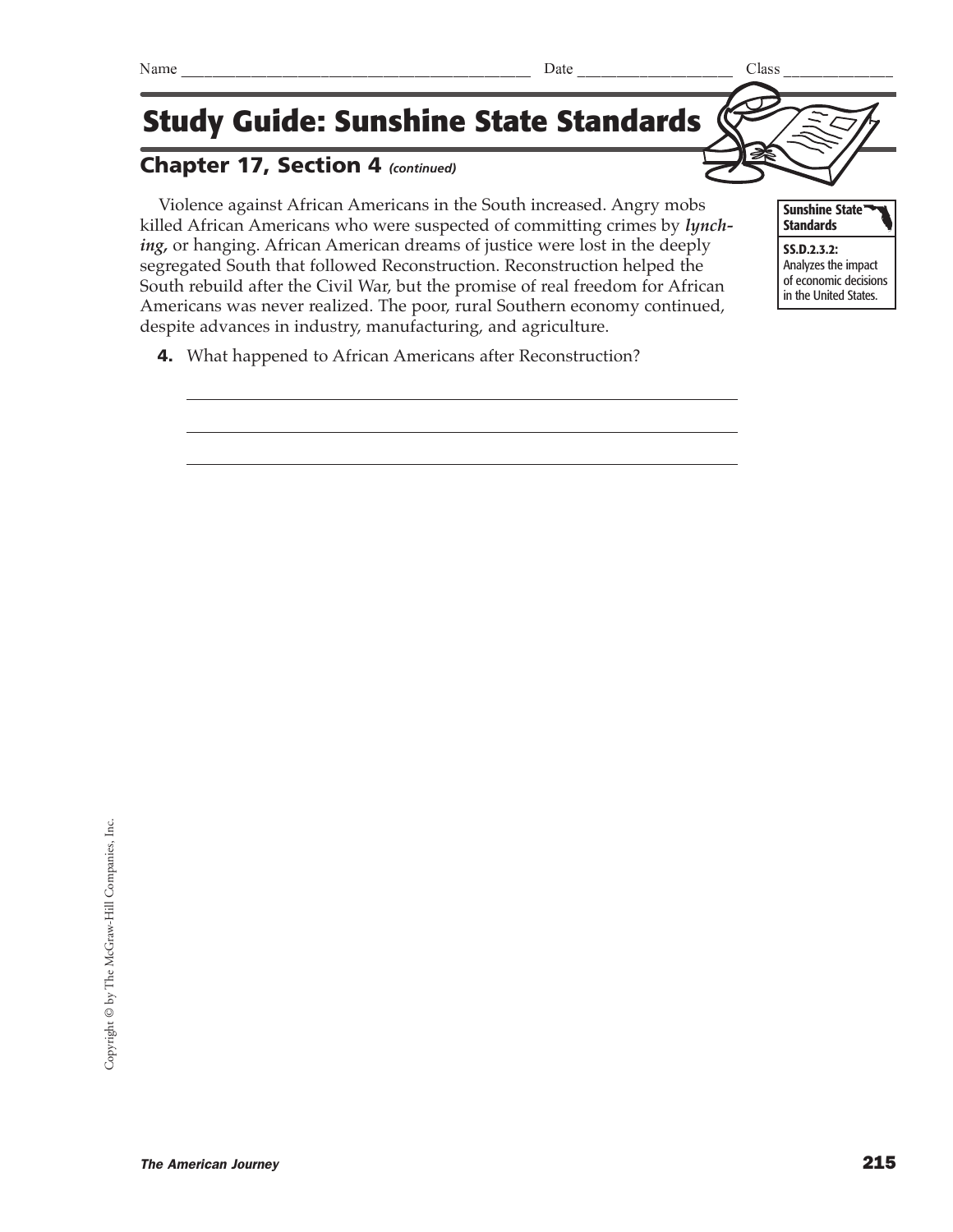Name ______________________ Date ______________ Class __________

# Study Guide: Sunshine State Standards

## Chapter 17, Section 4 *(continued)*

**Sunshine State Standards**

**SS.D.2.3.2:** Analyzes the impact of economic decisions in the United States.

Violence against African Americans in the South increased. Angry mobs killed African Americans who were suspected of committing crimes by ***lynching***, or hanging. African American dreams of justice were lost in the deeply segregated South that followed Reconstruction. Reconstruction helped the South rebuild after the Civil War, but the promise of real freedom for African Americans was never realized. The poor, rural Southern economy continued, despite advances in industry, manufacturing, and agriculture.

**4.** What happened to African Americans after Reconstruction?

_______________________________________________

_______________________________________________

_______________________________________________

Copyright © by The McGraw-Hill Companies, Inc.